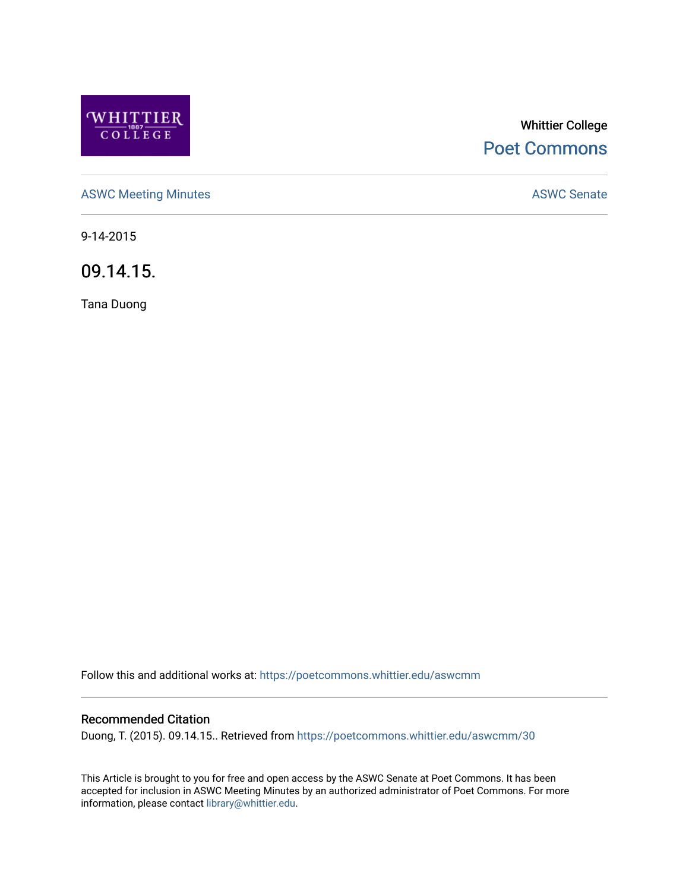Whittier College

Poet Commons

ASWC Meeting Minutes

ASWC Senate

9-14-2015

# 09.14.15.

Tana Duong

Follow this and additional works at: https://poetcommons.whittier.edu/aswcmm

## Recommended Citation

Duong, T. (2015). 09.14.15.. Retrieved from https://poetcommons.whittier.edu/aswcmm/30

This Article is brought to you for free and open access by the ASWC Senate at Poet Commons. It has been accepted for inclusion in ASWC Meeting Minutes by an authorized administrator of Poet Commons. For more information, please contact library@whittier.edu.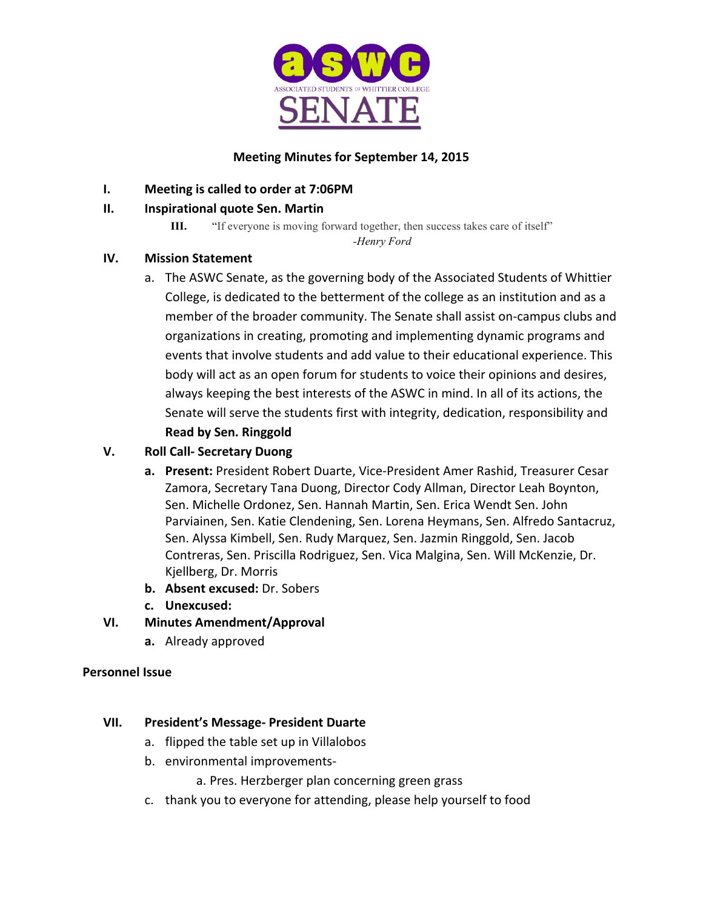**ASWC**
**ASSOCIATED STUDENTS OF WHITTIER COLLEGE**
**SENATE**

**Meeting Minutes for September 14, 2015**

I. **Meeting is called to order at 7:06PM**

II. **Inspirational quote Sen. Martin**

III. "If everyone is moving forward together, then success takes care of itself"
*-Henry Ford*

IV. **Mission Statement**

a. The ASWC Senate, as the governing body of the Associated Students of Whittier College, is dedicated to the betterment of the college as an institution and as a member of the broader community. The Senate shall assist on-campus clubs and organizations in creating, promoting and implementing dynamic programs and events that involve students and add value to their educational experience. This body will act as an open forum for students to voice their opinions and desires, always keeping the best interests of the ASWC in mind. In all of its actions, the Senate will serve the students first with integrity, dedication, responsibility and
**Read by Sen. Ringgold**

V. **Roll Call- Secretary Duong**

a. **Present:** President Robert Duarte, Vice-President Amer Rashid, Treasurer Cesar Zamora, Secretary Tana Duong, Director Cody Allman, Director Leah Boynton, Sen. Michelle Ordonez, Sen. Hannah Martin, Sen. Erica Wendt Sen. John Parviainen, Sen. Katie Clendening, Sen. Lorena Heymans, Sen. Alfredo Santacruz, Sen. Alyssa Kimbell, Sen. Rudy Marquez, Sen. Jazmin Ringgold, Sen. Jacob Contreras, Sen. Priscilla Rodriguez, Sen. Vica Malgina, Sen. Will McKenzie, Dr. Kjellberg, Dr. Morris

b. **Absent excused:** Dr. Sobers

c. **Unexcused:**

VI. **Minutes Amendment/Approval**

a. Already approved

**Personnel Issue**

VII. **President's Message- President Duarte**

a. flipped the table set up in Villalobos

b. environmental improvements-

   a. Pres. Herzberger plan concerning green grass

c. thank you to everyone for attending, please help yourself to food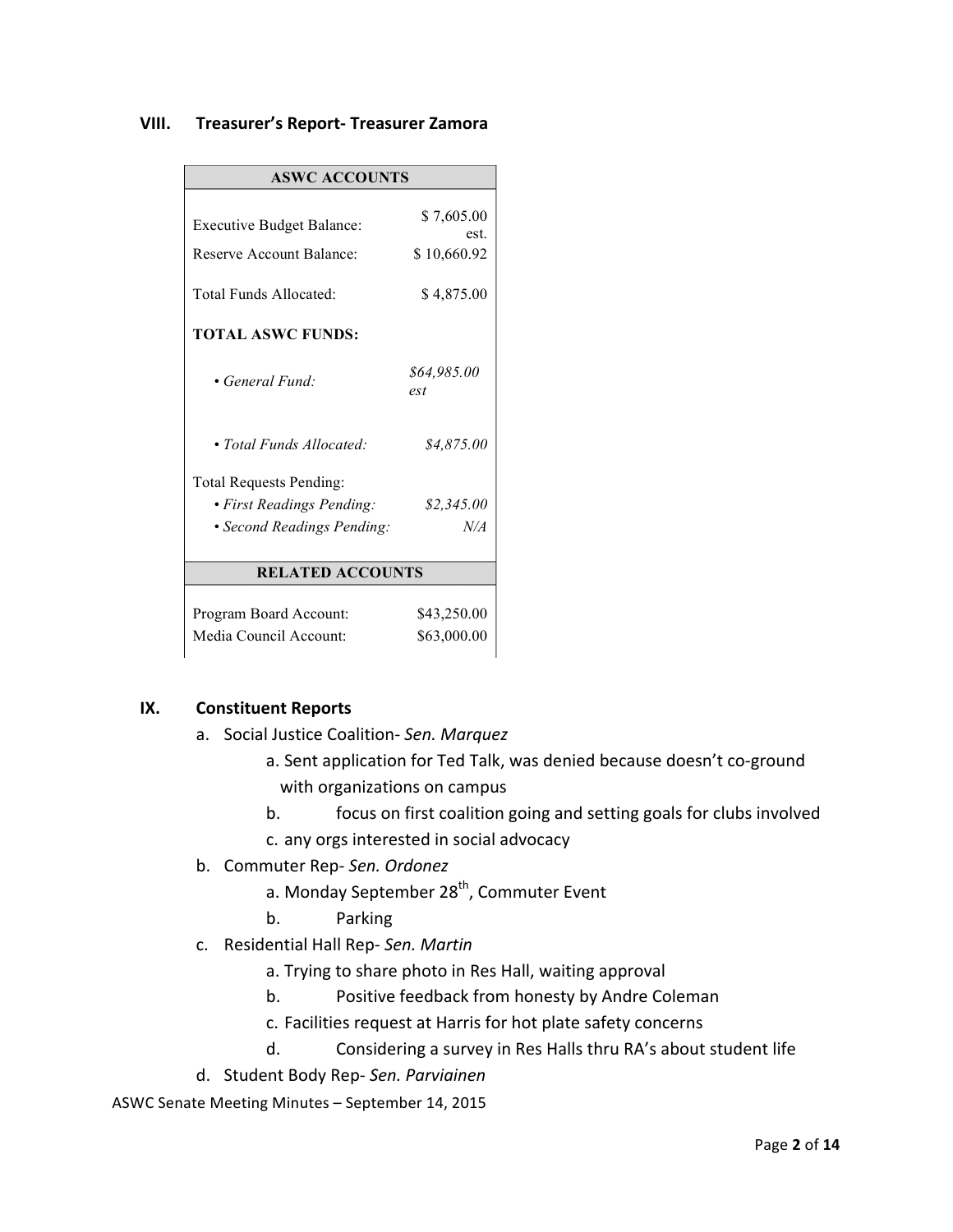## VIII. Treasurer's Report- Treasurer Zamora

| ASWC ACCOUNTS | |
|---|---|
| Executive Budget Balance: | $ 7,605.00 est. |
| Reserve Account Balance: | $ 10,660.92 |
| Total Funds Allocated: | $ 4,875.00 |
| **TOTAL ASWC FUNDS:** | |
| • *General Fund:* | *$64,985.00 est* |
| • *Total Funds Allocated:* | *$4,875.00* |
| Total Requests Pending: | |
| • *First Readings Pending:* | *$2,345.00* |
| • *Second Readings Pending:* | *N/A* |
| **RELATED ACCOUNTS** | |
| Program Board Account: | $43,250.00 |
| Media Council Account: | $63,000.00 |

## IX. Constituent Reports

a. Social Justice Coalition- *Sen. Marquez*
   a. Sent application for Ted Talk, was denied because doesn't co-ground with organizations on campus
   b. focus on first coalition going and setting goals for clubs involved
   c. any orgs interested in social advocacy

b. Commuter Rep- *Sen. Ordonez*
   a. Monday September 28th, Commuter Event
   b. Parking

c. Residential Hall Rep- *Sen. Martin*
   a. Trying to share photo in Res Hall, waiting approval
   b. Positive feedback from honesty by Andre Coleman
   c. Facilities request at Harris for hot plate safety concerns
   d. Considering a survey in Res Halls thru RA's about student life

d. Student Body Rep- *Sen. Parviainen*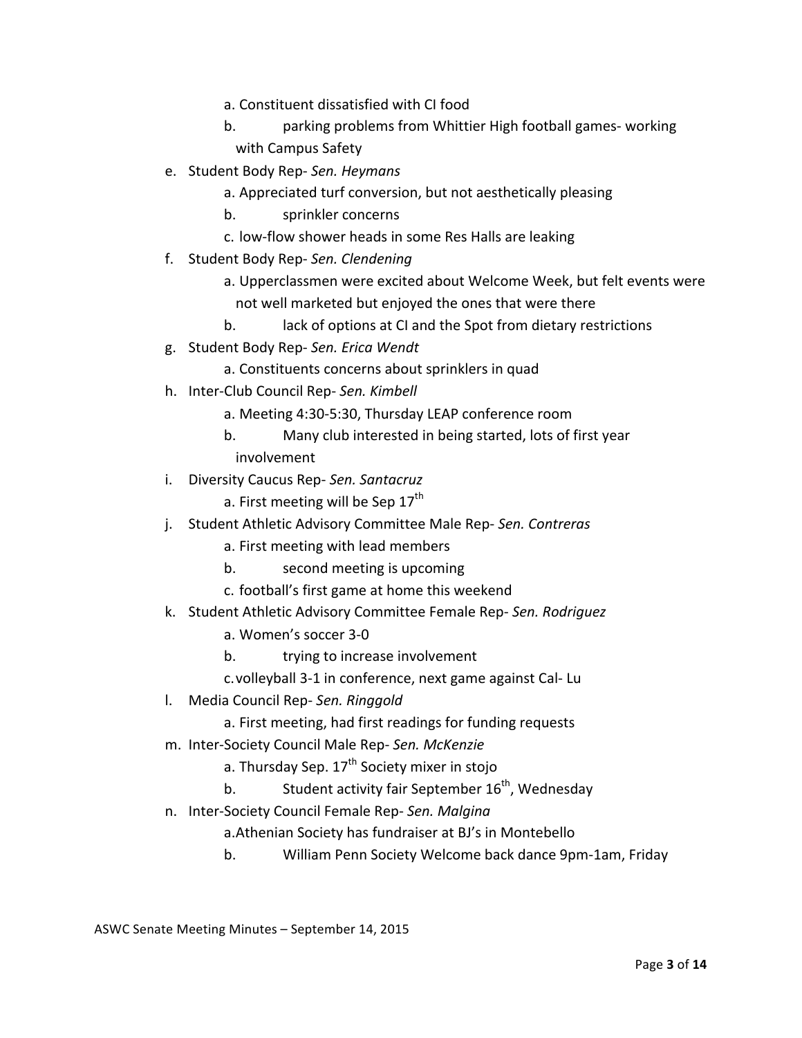a. Constituent dissatisfied with CI food
   b. parking problems from Whittier High football games- working with Campus Safety

e. Student Body Rep- *Sen. Heymans*
   a. Appreciated turf conversion, but not aesthetically pleasing
   b. sprinkler concerns
   c. low-flow shower heads in some Res Halls are leaking

f. Student Body Rep- *Sen. Clendening*
   a. Upperclassmen were excited about Welcome Week, but felt events were not well marketed but enjoyed the ones that were there
   b. lack of options at CI and the Spot from dietary restrictions

g. Student Body Rep- *Sen. Erica Wendt*
   a. Constituents concerns about sprinklers in quad

h. Inter-Club Council Rep- *Sen. Kimbell*
   a. Meeting 4:30-5:30, Thursday LEAP conference room
   b. Many club interested in being started, lots of first year involvement

i. Diversity Caucus Rep- *Sen. Santacruz*
   a. First meeting will be Sep 17th

j. Student Athletic Advisory Committee Male Rep- *Sen. Contreras*
   a. First meeting with lead members
   b. second meeting is upcoming
   c. football's first game at home this weekend

k. Student Athletic Advisory Committee Female Rep- *Sen. Rodriguez*
   a. Women's soccer 3-0
   b. trying to increase involvement
   c. volleyball 3-1 in conference, next game against Cal- Lu

l. Media Council Rep- *Sen. Ringgold*
   a. First meeting, had first readings for funding requests

m. Inter-Society Council Male Rep- *Sen. McKenzie*
   a. Thursday Sep. 17th Society mixer in stojo
   b. Student activity fair September 16th, Wednesday

n. Inter-Society Council Female Rep- *Sen. Malgina*
   a. Athenian Society has fundraiser at BJ's in Montebello
   b. William Penn Society Welcome back dance 9pm-1am, Friday

ASWC Senate Meeting Minutes – September 14, 2015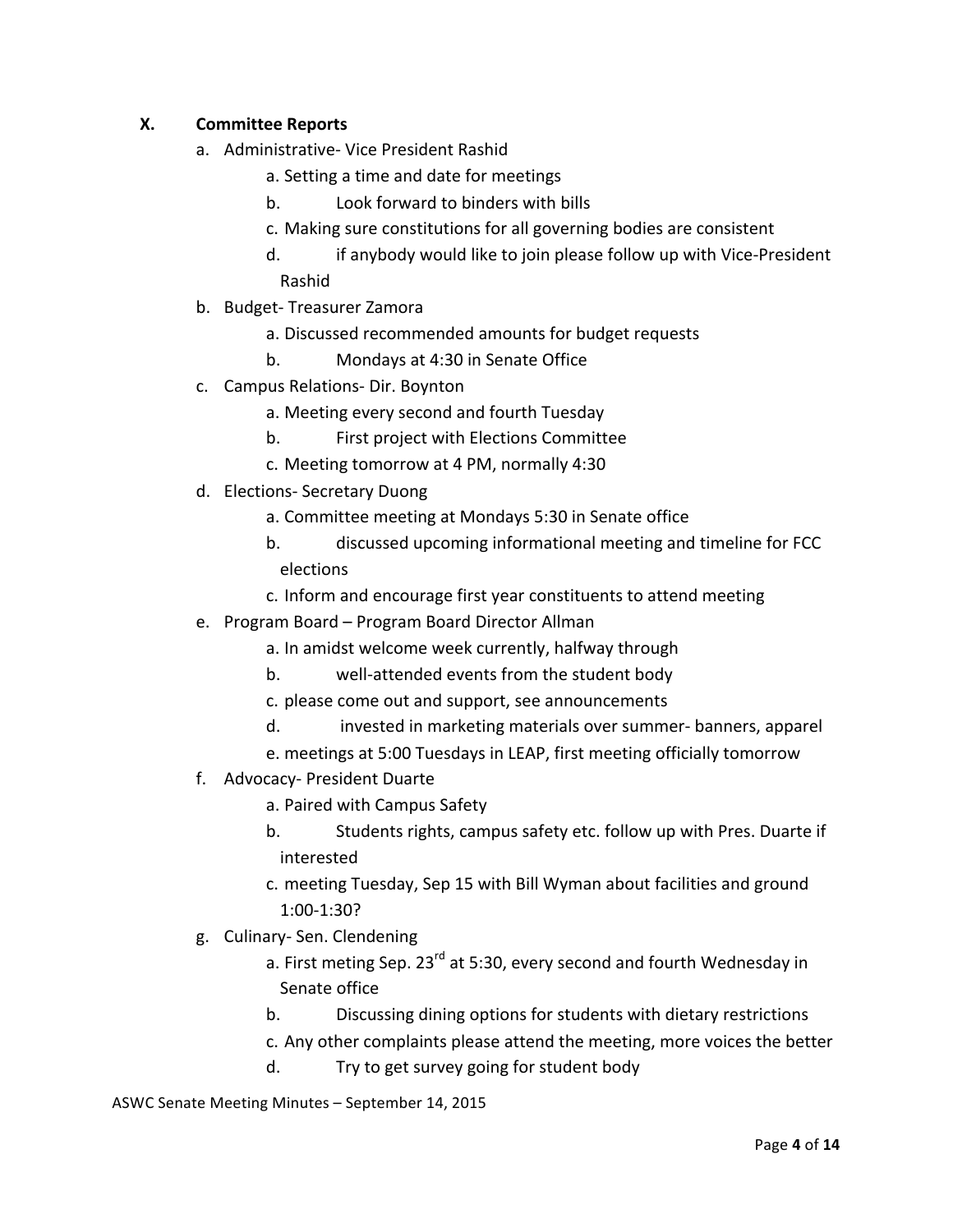## X. Committee Reports

a. Administrative- Vice President Rashid
   - a. Setting a time and date for meetings
   - b. Look forward to binders with bills
   - c. Making sure constitutions for all governing bodies are consistent
   - d. if anybody would like to join please follow up with Vice-President Rashid

b. Budget- Treasurer Zamora
   - a. Discussed recommended amounts for budget requests
   - b. Mondays at 4:30 in Senate Office

c. Campus Relations- Dir. Boynton
   - a. Meeting every second and fourth Tuesday
   - b. First project with Elections Committee
   - c. Meeting tomorrow at 4 PM, normally 4:30

d. Elections- Secretary Duong
   - a. Committee meeting at Mondays 5:30 in Senate office
   - b. discussed upcoming informational meeting and timeline for FCC elections
   - c. Inform and encourage first year constituents to attend meeting

e. Program Board – Program Board Director Allman
   - a. In amidst welcome week currently, halfway through
   - b. well-attended events from the student body
   - c. please come out and support, see announcements
   - d. invested in marketing materials over summer- banners, apparel
   - e. meetings at 5:00 Tuesdays in LEAP, first meeting officially tomorrow

f. Advocacy- President Duarte
   - a. Paired with Campus Safety
   - b. Students rights, campus safety etc. follow up with Pres. Duarte if interested
   - c. meeting Tuesday, Sep 15 with Bill Wyman about facilities and ground 1:00-1:30?

g. Culinary- Sen. Clendening
   - a. First meting Sep. 23rd at 5:30, every second and fourth Wednesday in Senate office
   - b. Discussing dining options for students with dietary restrictions
   - c. Any other complaints please attend the meeting, more voices the better
   - d. Try to get survey going for student body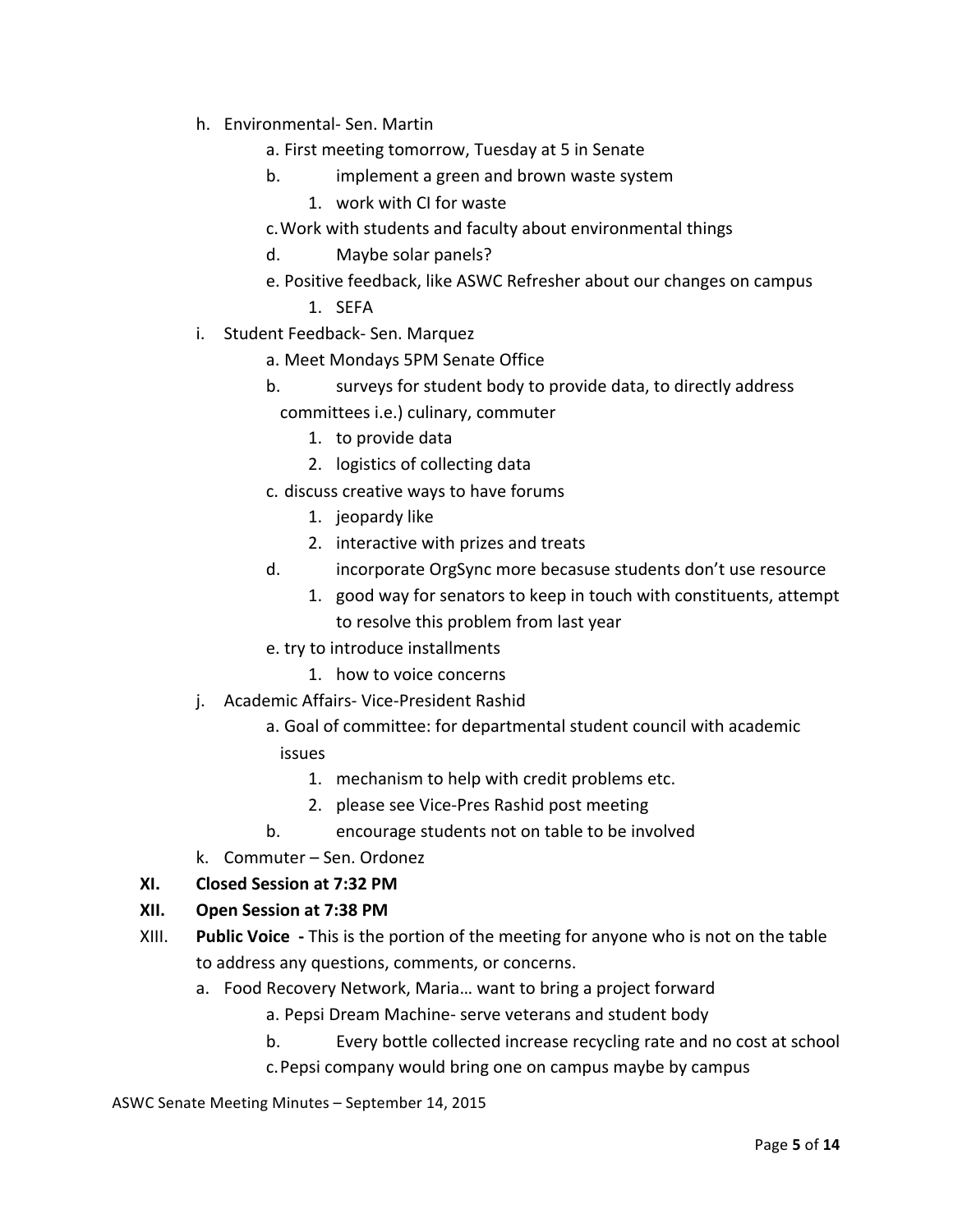- h. Environmental- Sen. Martin
    - a. First meeting tomorrow, Tuesday at 5 in Senate
    - b. implement a green and brown waste system
        1. work with CI for waste
    - c. Work with students and faculty about environmental things
    - d. Maybe solar panels?
    - e. Positive feedback, like ASWC Refresher about our changes on campus
        1. SEFA
- i. Student Feedback- Sen. Marquez
    - a. Meet Mondays 5PM Senate Office
    - b. surveys for student body to provide data, to directly address committees i.e.) culinary, commuter
        1. to provide data
        2. logistics of collecting data
    - c. discuss creative ways to have forums
        1. jeopardy like
        2. interactive with prizes and treats
    - d. incorporate OrgSync more becasuse students don't use resource
        1. good way for senators to keep in touch with constituents, attempt to resolve this problem from last year
    - e. try to introduce installments
        1. how to voice concerns
- j. Academic Affairs- Vice-President Rashid
    - a. Goal of committee: for departmental student council with academic issues
        1. mechanism to help with credit problems etc.
        2. please see Vice-Pres Rashid post meeting
    - b. encourage students not on table to be involved
- k. Commuter – Sen. Ordonez

**XI. Closed Session at 7:32 PM**

**XII. Open Session at 7:38 PM**

XIII. **Public Voice -** This is the portion of the meeting for anyone who is not on the table to address any questions, comments, or concerns.

- a. Food Recovery Network, Maria… want to bring a project forward
    - a. Pepsi Dream Machine- serve veterans and student body
    - b. Every bottle collected increase recycling rate and no cost at school
    - c. Pepsi company would bring one on campus maybe by campus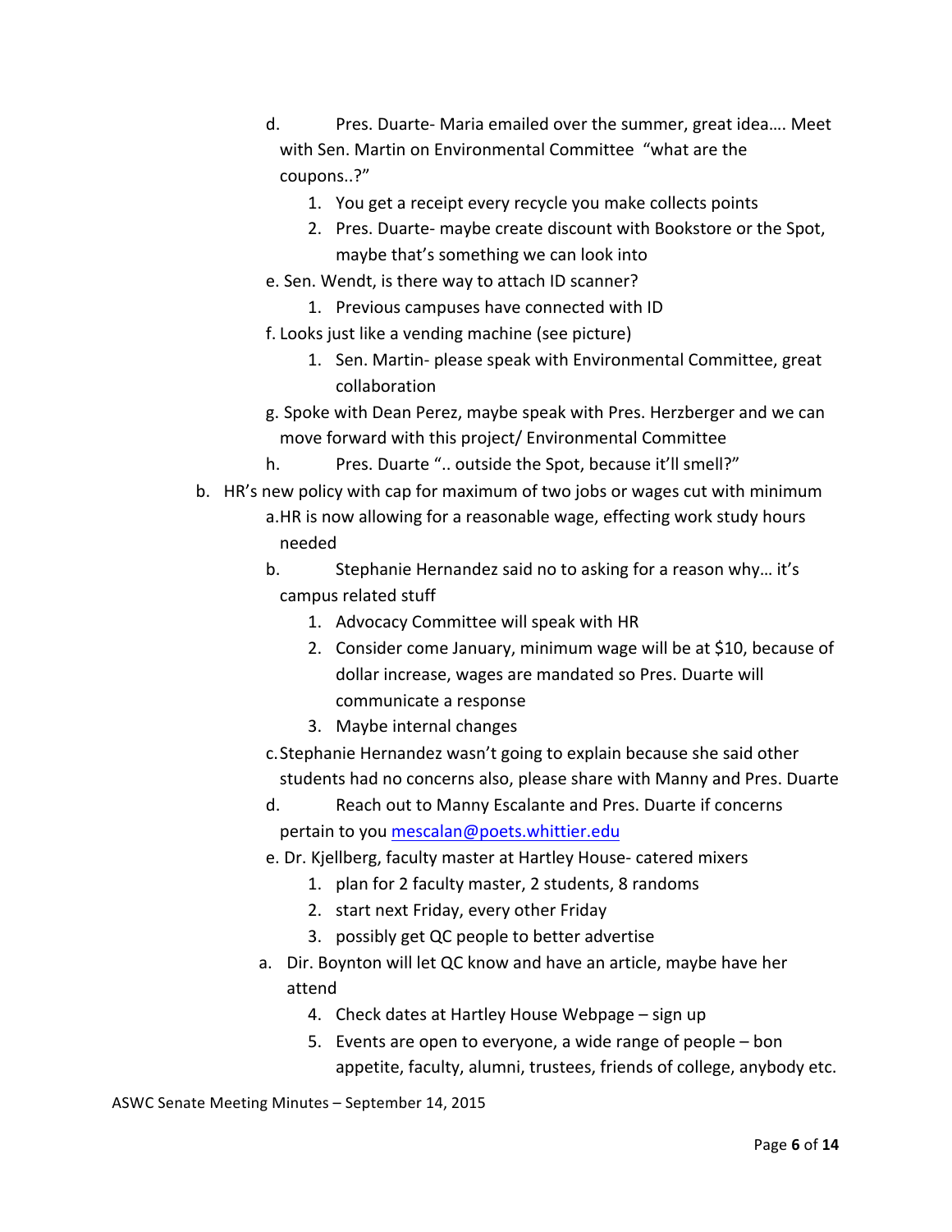- d. Pres. Duarte- Maria emailed over the summer, great idea…. Meet with Sen. Martin on Environmental Committee "what are the coupons..?"
    1. You get a receipt every recycle you make collects points
    2. Pres. Duarte- maybe create discount with Bookstore or the Spot, maybe that's something we can look into
- e. Sen. Wendt, is there way to attach ID scanner?
    1. Previous campuses have connected with ID
- f. Looks just like a vending machine (see picture)
    1. Sen. Martin- please speak with Environmental Committee, great collaboration
- g. Spoke with Dean Perez, maybe speak with Pres. Herzberger and we can move forward with this project/ Environmental Committee
- h. Pres. Duarte ".. outside the Spot, because it'll smell?"

b. HR's new policy with cap for maximum of two jobs or wages cut with minimum

- a. HR is now allowing for a reasonable wage, effecting work study hours needed
- b. Stephanie Hernandez said no to asking for a reason why… it's campus related stuff
    1. Advocacy Committee will speak with HR
    2. Consider come January, minimum wage will be at $10, because of dollar increase, wages are mandated so Pres. Duarte will communicate a response
    3. Maybe internal changes
- c. Stephanie Hernandez wasn't going to explain because she said other students had no concerns also, please share with Manny and Pres. Duarte
- d. Reach out to Manny Escalante and Pres. Duarte if concerns pertain to you mescalan@poets.whittier.edu
- e. Dr. Kjellberg, faculty master at Hartley House- catered mixers
    1. plan for 2 faculty master, 2 students, 8 randoms
    2. start next Friday, every other Friday
    3. possibly get QC people to better advertise
  - a. Dir. Boynton will let QC know and have an article, maybe have her attend
    4. Check dates at Hartley House Webpage – sign up
    5. Events are open to everyone, a wide range of people – bon appetite, faculty, alumni, trustees, friends of college, anybody etc.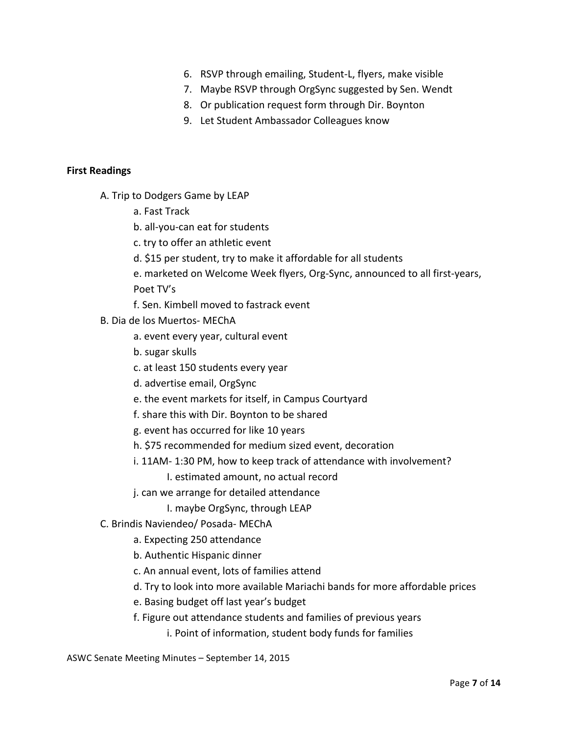6. RSVP through emailing, Student-L, flyers, make visible
7. Maybe RSVP through OrgSync suggested by Sen. Wendt
8. Or publication request form through Dir. Boynton
9. Let Student Ambassador Colleagues know

**First Readings**

A. Trip to Dodgers Game by LEAP
  - a. Fast Track
  - b. all-you-can eat for students
  - c. try to offer an athletic event
  - d. $15 per student, try to make it affordable for all students
  - e. marketed on Welcome Week flyers, Org-Sync, announced to all first-years, Poet TV's
  - f. Sen. Kimbell moved to fastrack event

B. Dia de los Muertos- MEChA
  - a. event every year, cultural event
  - b. sugar skulls
  - c. at least 150 students every year
  - d. advertise email, OrgSync
  - e. the event markets for itself, in Campus Courtyard
  - f. share this with Dir. Boynton to be shared
  - g. event has occurred for like 10 years
  - h. $75 recommended for medium sized event, decoration
  - i. 11AM- 1:30 PM, how to keep track of attendance with involvement?
    - I. estimated amount, no actual record
  - j. can we arrange for detailed attendance
    - I. maybe OrgSync, through LEAP

C. Brindis Naviendeo/ Posada- MEChA
  - a. Expecting 250 attendance
  - b. Authentic Hispanic dinner
  - c. An annual event, lots of families attend
  - d. Try to look into more available Mariachi bands for more affordable prices
  - e. Basing budget off last year's budget
  - f. Figure out attendance students and families of previous years
    - i. Point of information, student body funds for families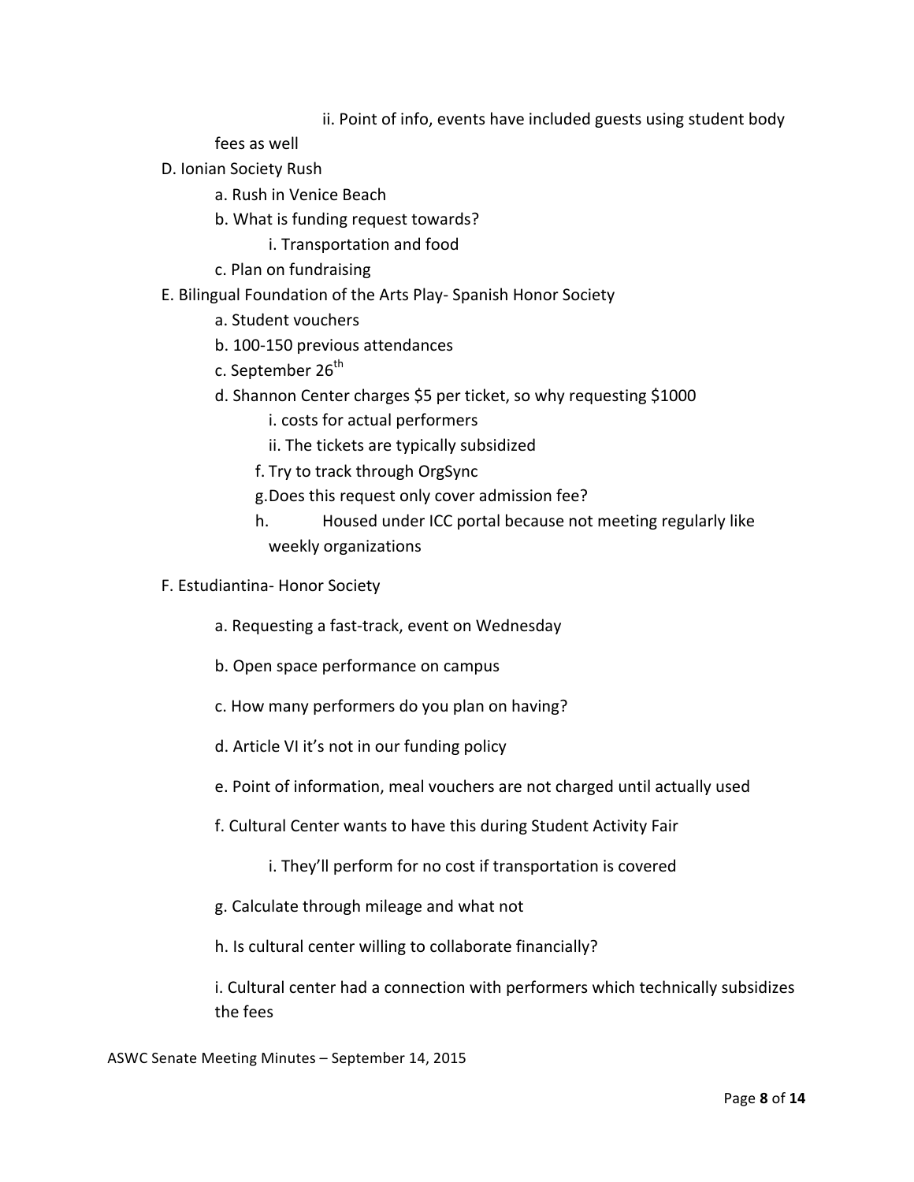ii. Point of info, events have included guests using student body fees as well

D. Ionian Society Rush
   a. Rush in Venice Beach
   b. What is funding request towards?
      i. Transportation and food
   c. Plan on fundraising

E. Bilingual Foundation of the Arts Play- Spanish Honor Society
   a. Student vouchers
   b. 100-150 previous attendances
   c. September 26th
   d. Shannon Center charges $5 per ticket, so why requesting $1000
      i. costs for actual performers
      ii. The tickets are typically subsidized
   f. Try to track through OrgSync
   g. Does this request only cover admission fee?
   h. Housed under ICC portal because not meeting regularly like weekly organizations

F. Estudiantina- Honor Society
   a. Requesting a fast-track, event on Wednesday
   b. Open space performance on campus
   c. How many performers do you plan on having?
   d. Article VI it's not in our funding policy
   e. Point of information, meal vouchers are not charged until actually used
   f. Cultural Center wants to have this during Student Activity Fair
      i. They'll perform for no cost if transportation is covered
   g. Calculate through mileage and what not
   h. Is cultural center willing to collaborate financially?
   i. Cultural center had a connection with performers which technically subsidizes the fees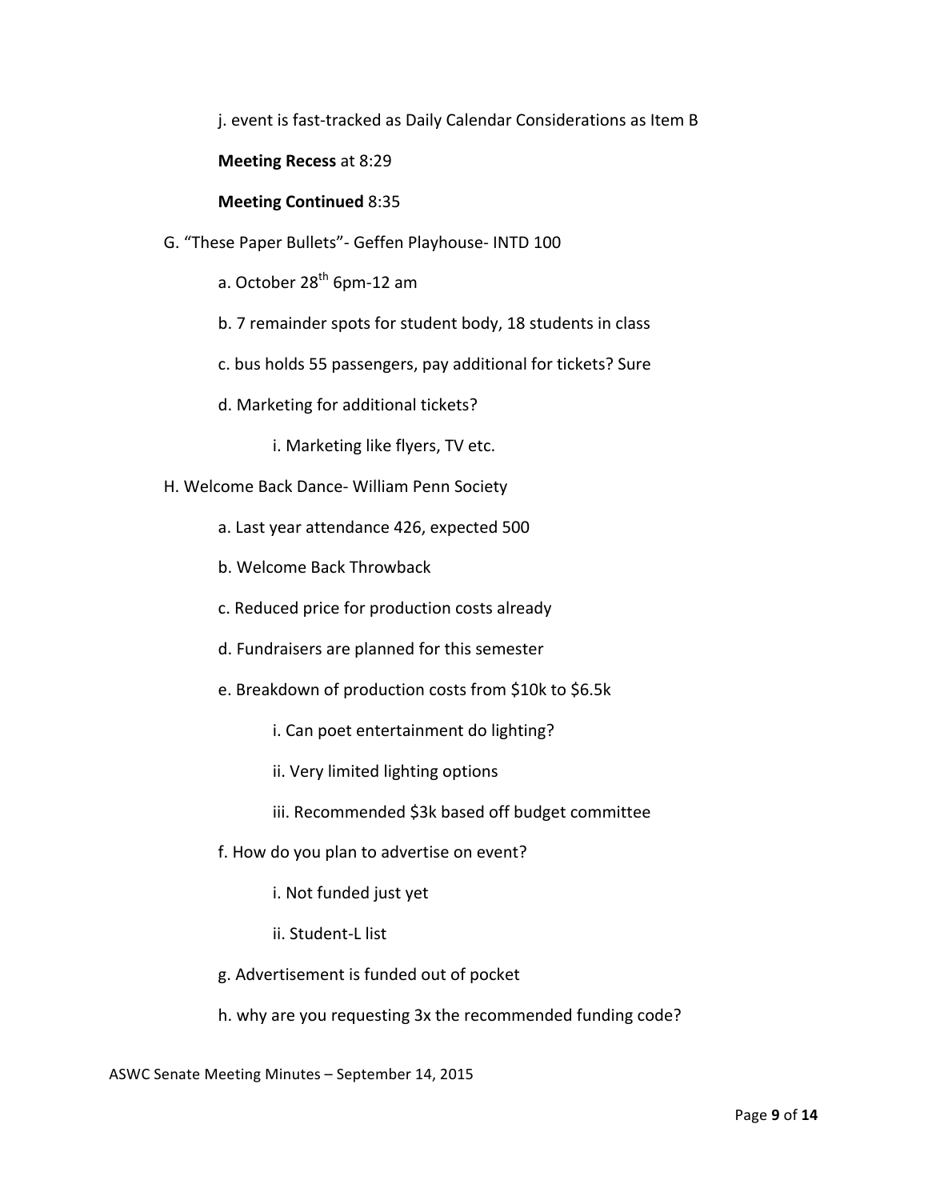j. event is fast-tracked as Daily Calendar Considerations as Item B

**Meeting Recess** at 8:29

**Meeting Continued** 8:35

G. "These Paper Bullets"- Geffen Playhouse- INTD 100

- a. October 28th 6pm-12 am
- b. 7 remainder spots for student body, 18 students in class
- c. bus holds 55 passengers, pay additional for tickets? Sure
- d. Marketing for additional tickets?
  - i. Marketing like flyers, TV etc.

H. Welcome Back Dance- William Penn Society

- a. Last year attendance 426, expected 500
- b. Welcome Back Throwback
- c. Reduced price for production costs already
- d. Fundraisers are planned for this semester
- e. Breakdown of production costs from $10k to $6.5k
  - i. Can poet entertainment do lighting?
  - ii. Very limited lighting options
  - iii. Recommended $3k based off budget committee
- f. How do you plan to advertise on event?
  - i. Not funded just yet
  - ii. Student-L list
- g. Advertisement is funded out of pocket
- h. why are you requesting 3x the recommended funding code?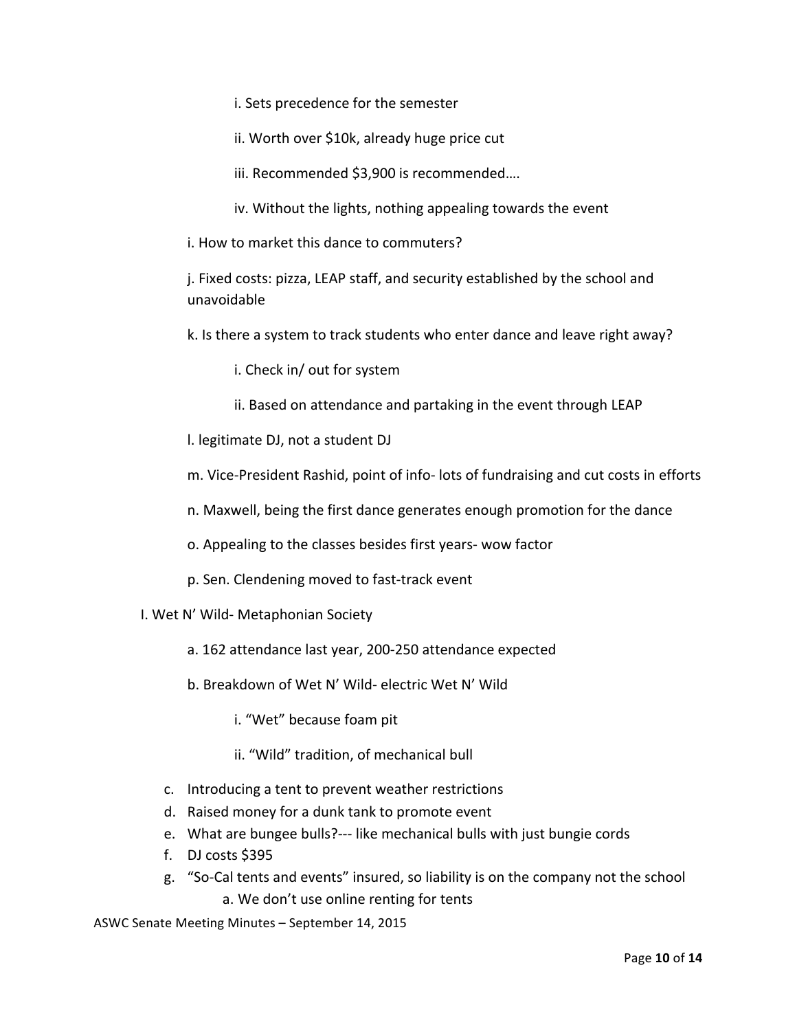i. Sets precedence for the semester

            ii. Worth over $10k, already huge price cut

            iii. Recommended $3,900 is recommended….

            iv. Without the lights, nothing appealing towards the event

      i. How to market this dance to commuters?

      j. Fixed costs: pizza, LEAP staff, and security established by the school and unavoidable

      k. Is there a system to track students who enter dance and leave right away?

            i. Check in/ out for system

            ii. Based on attendance and partaking in the event through LEAP

      l. legitimate DJ, not a student DJ

      m. Vice-President Rashid, point of info- lots of fundraising and cut costs in efforts

      n. Maxwell, being the first dance generates enough promotion for the dance

      o. Appealing to the classes besides first years- wow factor

      p. Sen. Clendening moved to fast-track event

I. Wet N' Wild- Metaphonian Society

      a. 162 attendance last year, 200-250 attendance expected

      b. Breakdown of Wet N' Wild- electric Wet N' Wild

            i. "Wet" because foam pit

            ii. "Wild" tradition, of mechanical bull

      c. Introducing a tent to prevent weather restrictions
      d. Raised money for a dunk tank to promote event
      e. What are bungee bulls?--- like mechanical bulls with just bungie cords
      f. DJ costs $395
      g. "So-Cal tents and events" insured, so liability is on the company not the school
            a. We don't use online renting for tents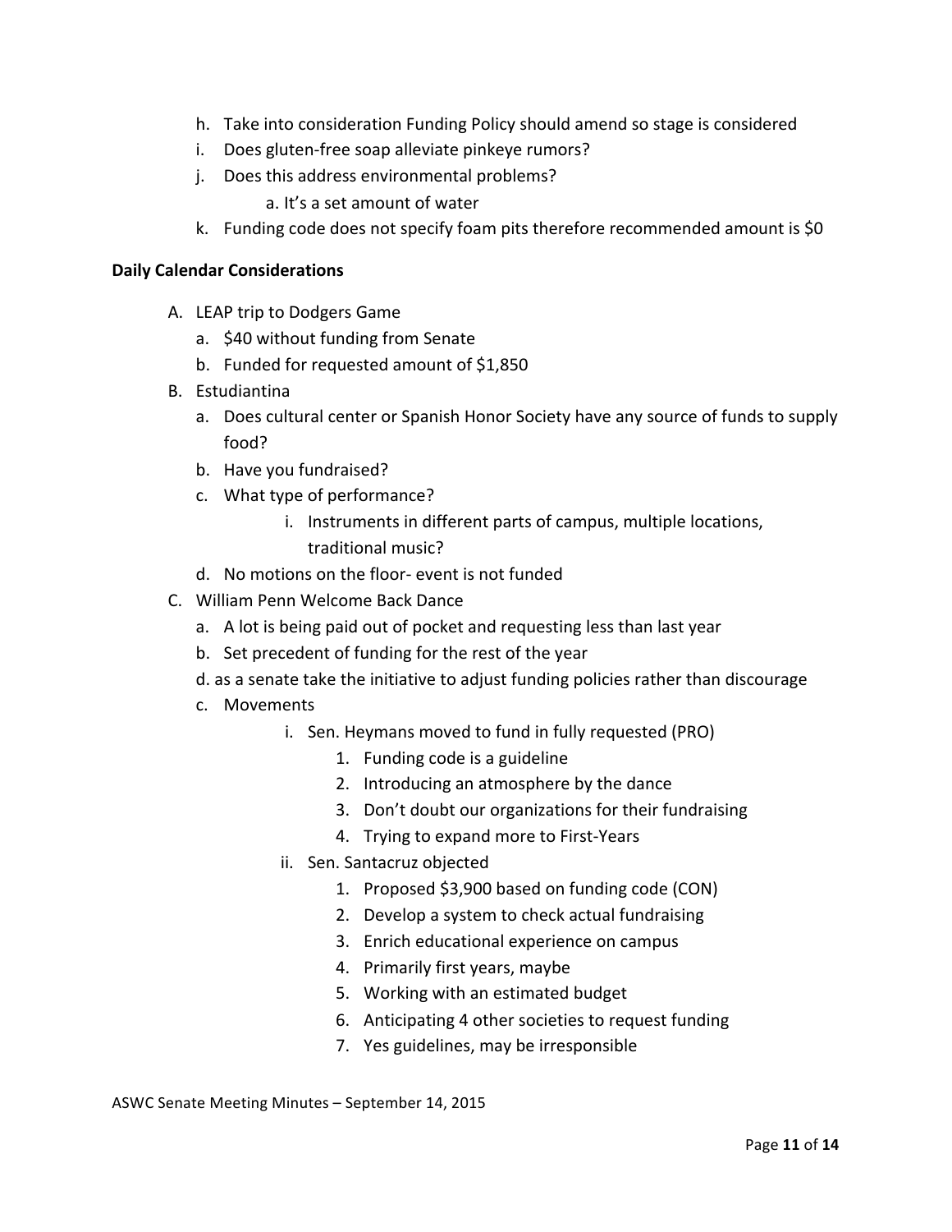h. Take into consideration Funding Policy should amend so stage is considered
i. Does gluten-free soap alleviate pinkeye rumors?
j. Does this address environmental problems?
    a. It's a set amount of water
k. Funding code does not specify foam pits therefore recommended amount is $0

**Daily Calendar Considerations**

A. LEAP trip to Dodgers Game
    a. $40 without funding from Senate
    b. Funded for requested amount of $1,850
B. Estudiantina
    a. Does cultural center or Spanish Honor Society have any source of funds to supply food?
    b. Have you fundraised?
    c. What type of performance?
        i. Instruments in different parts of campus, multiple locations, traditional music?
    d. No motions on the floor- event is not funded
C. William Penn Welcome Back Dance
    a. A lot is being paid out of pocket and requesting less than last year
    b. Set precedent of funding for the rest of the year
    d. as a senate take the initiative to adjust funding policies rather than discourage
    c. Movements
        i. Sen. Heymans moved to fund in fully requested (PRO)
            1. Funding code is a guideline
            2. Introducing an atmosphere by the dance
            3. Don't doubt our organizations for their fundraising
            4. Trying to expand more to First-Years
        ii. Sen. Santacruz objected
            1. Proposed $3,900 based on funding code (CON)
            2. Develop a system to check actual fundraising
            3. Enrich educational experience on campus
            4. Primarily first years, maybe
            5. Working with an estimated budget
            6. Anticipating 4 other societies to request funding
            7. Yes guidelines, may be irresponsible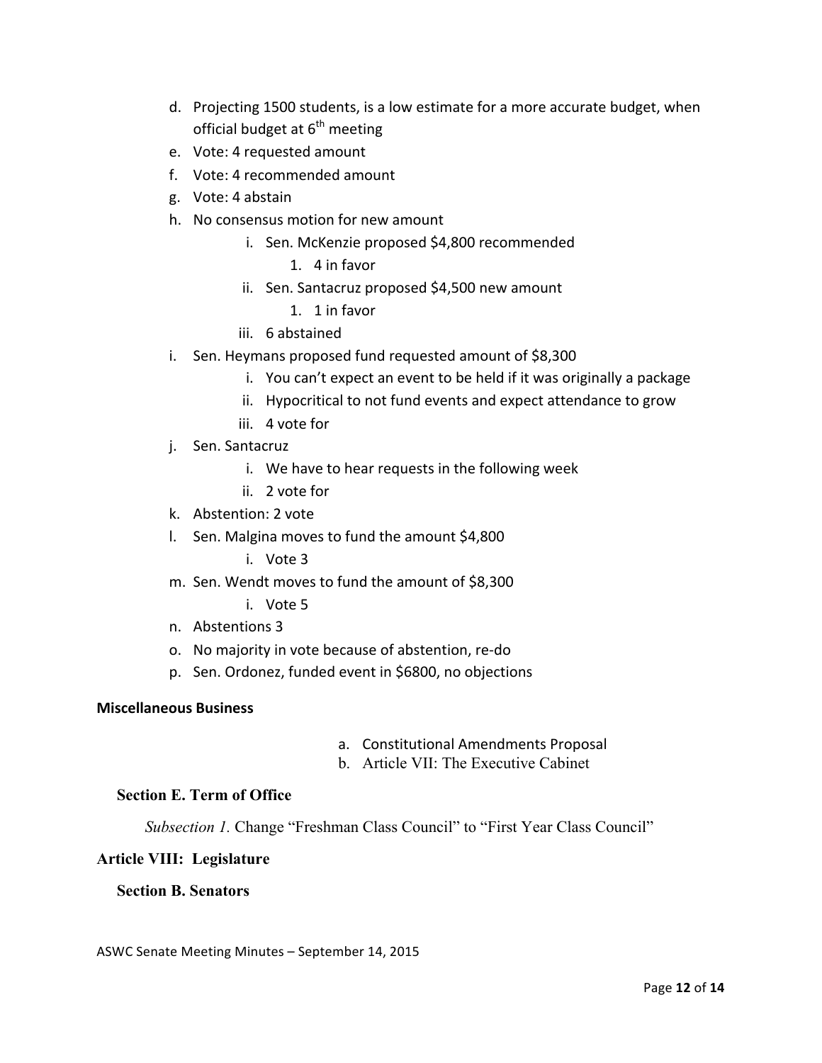d. Projecting 1500 students, is a low estimate for a more accurate budget, when official budget at 6th meeting
e. Vote: 4 requested amount
f. Vote: 4 recommended amount
g. Vote: 4 abstain
h. No consensus motion for new amount
    i. Sen. McKenzie proposed $4,800 recommended
        1. 4 in favor
    ii. Sen. Santacruz proposed $4,500 new amount
        1. 1 in favor
    iii. 6 abstained
i. Sen. Heymans proposed fund requested amount of $8,300
    i. You can't expect an event to be held if it was originally a package
    ii. Hypocritical to not fund events and expect attendance to grow
    iii. 4 vote for
j. Sen. Santacruz
    i. We have to hear requests in the following week
    ii. 2 vote for
k. Abstention: 2 vote
l. Sen. Malgina moves to fund the amount $4,800
    i. Vote 3
m. Sen. Wendt moves to fund the amount of $8,300
    i. Vote 5
n. Abstentions 3
o. No majority in vote because of abstention, re-do
p. Sen. Ordonez, funded event in $6800, no objections

**Miscellaneous Business**

a. Constitutional Amendments Proposal
b. Article VII: The Executive Cabinet

**Section E. Term of Office**

*Subsection 1.* Change "Freshman Class Council" to "First Year Class Council"

**Article VIII: Legislature**

**Section B. Senators**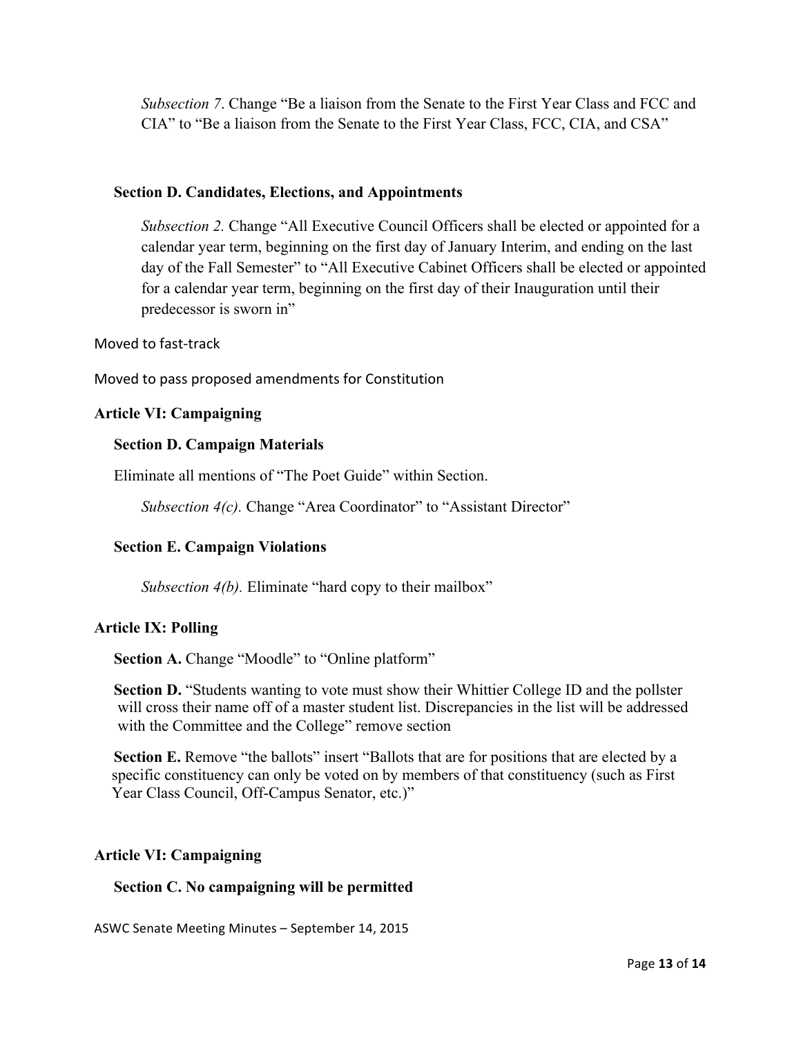*Subsection 7*. Change "Be a liaison from the Senate to the First Year Class and FCC and CIA" to "Be a liaison from the Senate to the First Year Class, FCC, CIA, and CSA"

**Section D. Candidates, Elections, and Appointments**

*Subsection 2.* Change "All Executive Council Officers shall be elected or appointed for a calendar year term, beginning on the first day of January Interim, and ending on the last day of the Fall Semester" to "All Executive Cabinet Officers shall be elected or appointed for a calendar year term, beginning on the first day of their Inauguration until their predecessor is sworn in"

Moved to fast-track

Moved to pass proposed amendments for Constitution

**Article VI: Campaigning**

**Section D. Campaign Materials**

Eliminate all mentions of "The Poet Guide" within Section.

*Subsection 4(c).* Change "Area Coordinator" to "Assistant Director"

**Section E. Campaign Violations**

*Subsection 4(b).* Eliminate "hard copy to their mailbox"

**Article IX: Polling**

**Section A.** Change "Moodle" to "Online platform"

**Section D.** "Students wanting to vote must show their Whittier College ID and the pollster will cross their name off of a master student list. Discrepancies in the list will be addressed with the Committee and the College" remove section

**Section E.** Remove "the ballots" insert "Ballots that are for positions that are elected by a specific constituency can only be voted on by members of that constituency (such as First Year Class Council, Off-Campus Senator, etc.)"

**Article VI: Campaigning**

**Section C. No campaigning will be permitted**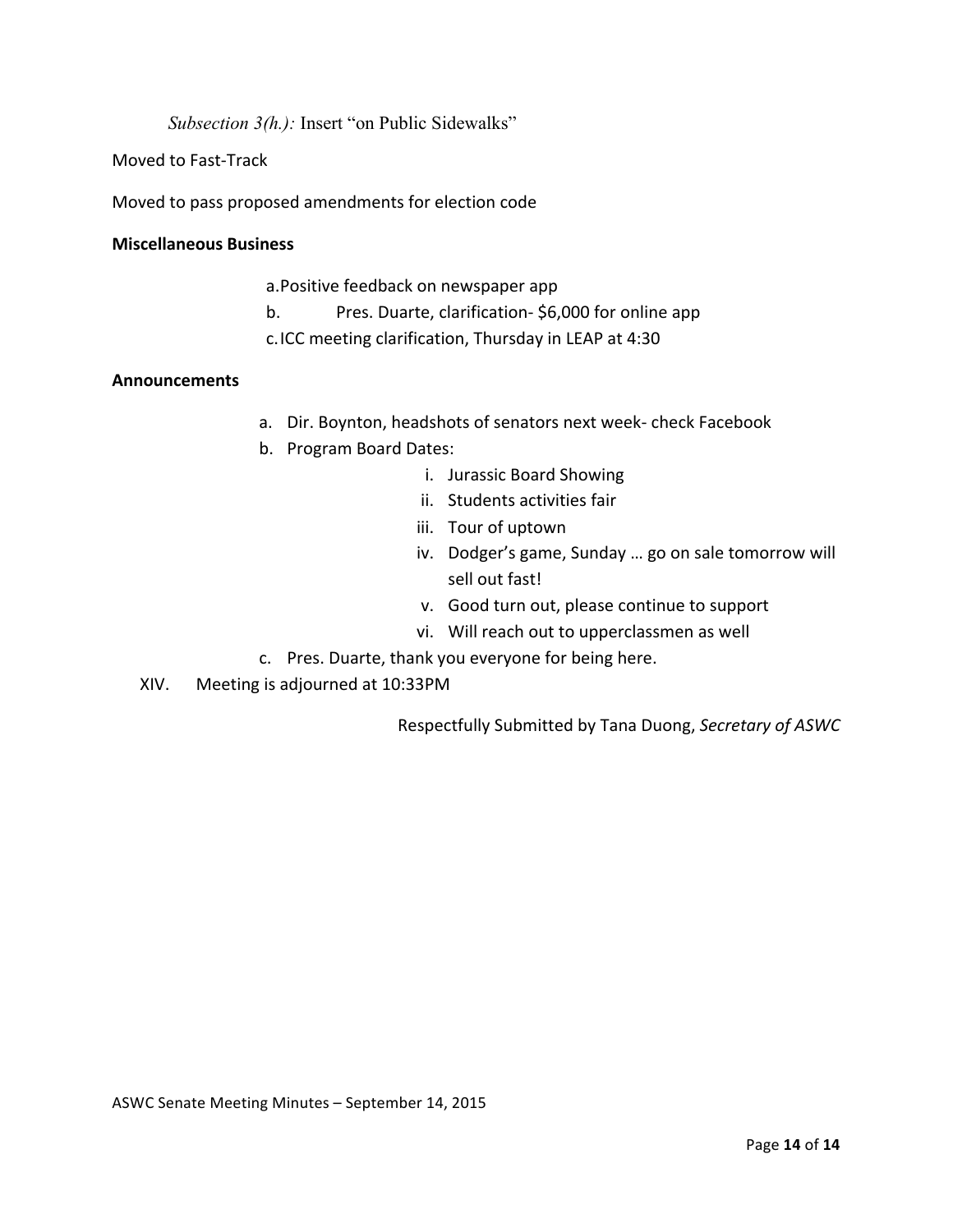*Subsection 3(h.):* Insert "on Public Sidewalks"

Moved to Fast-Track

Moved to pass proposed amendments for election code

**Miscellaneous Business**

a. Positive feedback on newspaper app
b. Pres. Duarte, clarification- $6,000 for online app
c. ICC meeting clarification, Thursday in LEAP at 4:30

**Announcements**

a. Dir. Boynton, headshots of senators next week- check Facebook
b. Program Board Dates:
    i. Jurassic Board Showing
    ii. Students activities fair
    iii. Tour of uptown
    iv. Dodger's game, Sunday … go on sale tomorrow will sell out fast!
    v. Good turn out, please continue to support
    vi. Will reach out to upperclassmen as well
c. Pres. Duarte, thank you everyone for being here.

XIV. Meeting is adjourned at 10:33PM

Respectfully Submitted by Tana Duong, *Secretary of ASWC*

ASWC Senate Meeting Minutes – September 14, 2015